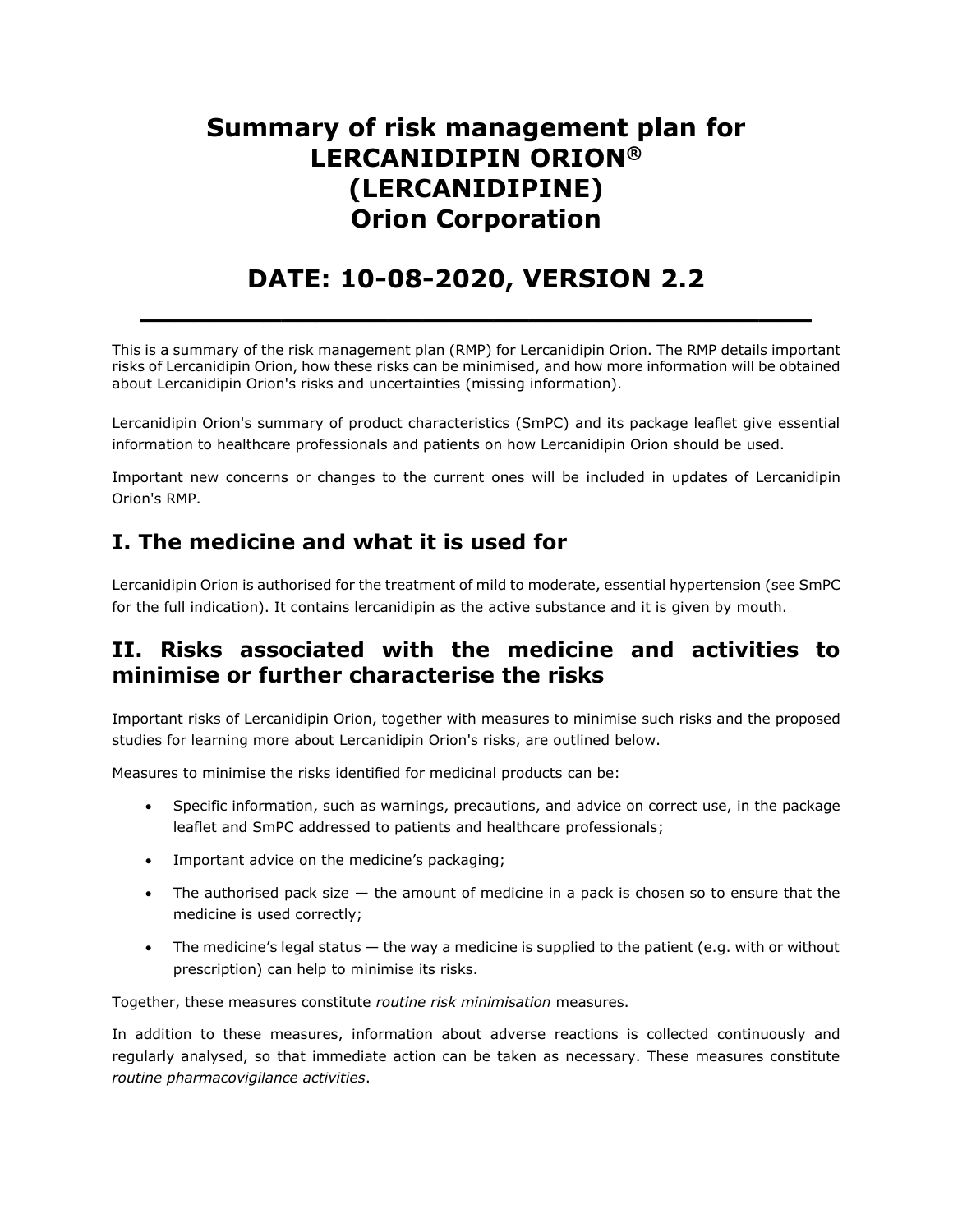# Summary of risk management plan for LERCANIDIPIN ORION® (LERCANIDIPINE) Orion Corporation

# DATE: 10-08-2020, VERSION 2.2

---

This is a summary of the risk management plan (RMP) for Lercanidipin Orion. The RMP details important risks of Lercanidipin Orion, how these risks can be minimised, and how more information will be obtained about Lercanidipin Orion's risks and uncertainties (missing information).

Lercanidipin Orion's summary of product characteristics (SmPC) and its package leaflet give essential information to healthcare professionals and patients on how Lercanidipin Orion should be used.

Important new concerns or changes to the current ones will be included in updates of Lercanidipin Orion's RMP.

## I. The medicine and what it is used for

Lercanidipin Orion is authorised for the treatment of mild to moderate, essential hypertension (see SmPC for the full indication). It contains lercanidipin as the active substance and it is given by mouth.

## II. Risks associated with the medicine and activities to minimise or further characterise the risks

Important risks of Lercanidipin Orion, together with measures to minimise such risks and the proposed studies for learning more about Lercanidipin Orion's risks, are outlined below.

Measures to minimise the risks identified for medicinal products can be:

- Specific information, such as warnings, precautions, and advice on correct use, in the package leaflet and SmPC addressed to patients and healthcare professionals;
- Important advice on the medicine's packaging;
- The authorised pack size — the amount of medicine in a pack is chosen so to ensure that the medicine is used correctly;
- The medicine's legal status — the way a medicine is supplied to the patient (e.g. with or without prescription) can help to minimise its risks.

Together, these measures constitute *routine risk minimisation* measures.

In addition to these measures, information about adverse reactions is collected continuously and regularly analysed, so that immediate action can be taken as necessary. These measures constitute *routine pharmacovigilance activities*.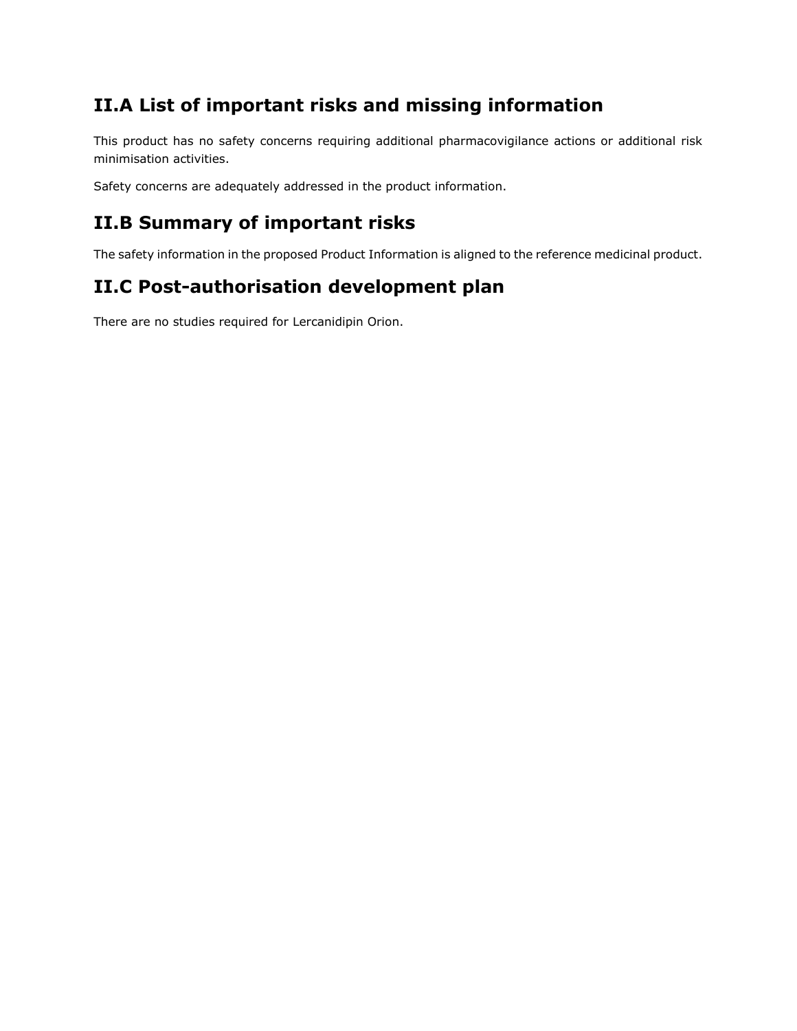## II.A List of important risks and missing information

This product has no safety concerns requiring additional pharmacovigilance actions or additional risk minimisation activities.

Safety concerns are adequately addressed in the product information.

## II.B Summary of important risks

The safety information in the proposed Product Information is aligned to the reference medicinal product.

## II.C Post-authorisation development plan

There are no studies required for Lercanidipin Orion.